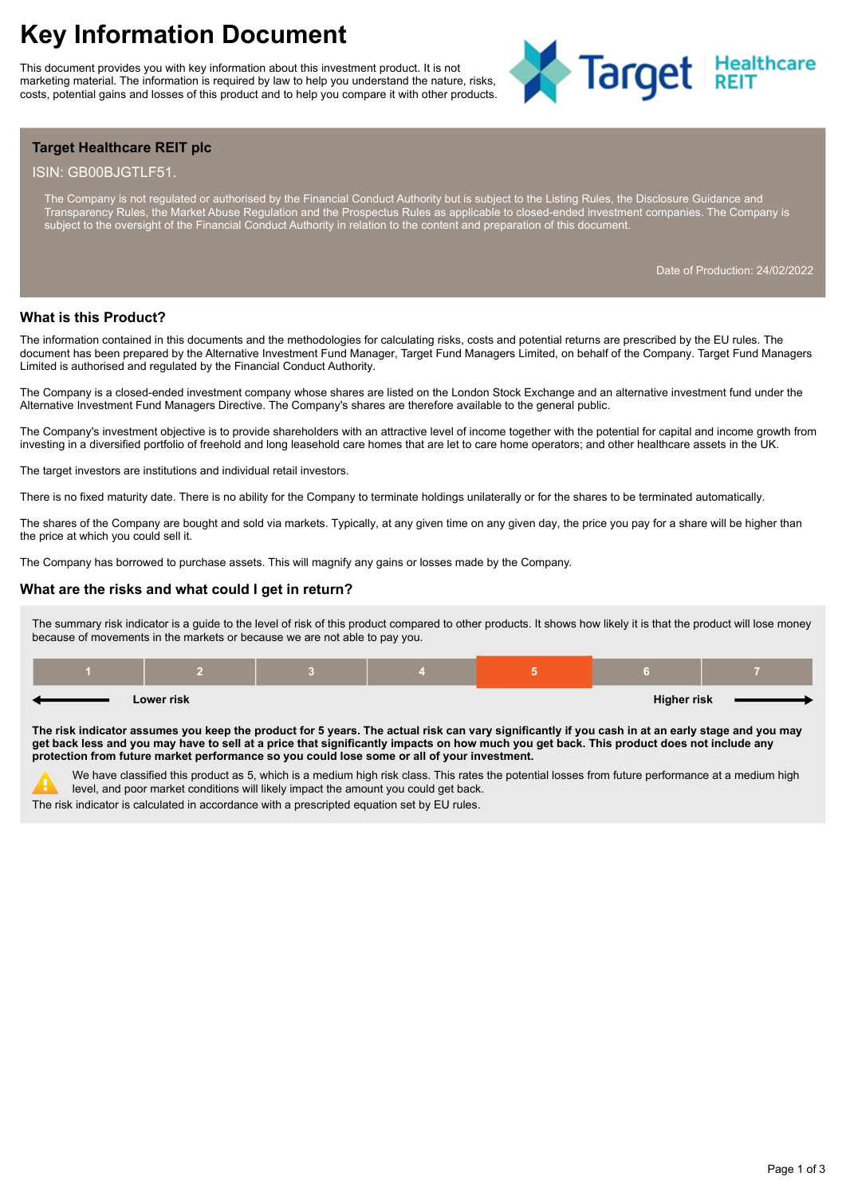# Key Information Document

This document provides you with key information about this investment product. It is not marketing material. The information is required by law to help you understand the nature, risks, costs, potential gains and losses of this product and to help you compare it with other products.

**Target Healthcare REIT plc**

ISIN: GB00BJGTLF51.

The Company is not regulated or authorised by the Financial Conduct Authority but is subject to the Listing Rules, the Disclosure Guidance and Transparency Rules, the Market Abuse Regulation and the Prospectus Rules as applicable to closed-ended investment companies. The Company is subject to the oversight of the Financial Conduct Authority in relation to the content and preparation of this document.

Date of Production: 24/02/2022

## What is this Product?

The information contained in this documents and the methodologies for calculating risks, costs and potential returns are prescribed by the EU rules. The document has been prepared by the Alternative Investment Fund Manager, Target Fund Managers Limited, on behalf of the Company. Target Fund Managers Limited is authorised and regulated by the Financial Conduct Authority.

The Company is a closed-ended investment company whose shares are listed on the London Stock Exchange and an alternative investment fund under the Alternative Investment Fund Managers Directive. The Company's shares are therefore available to the general public.

The Company's investment objective is to provide shareholders with an attractive level of income together with the potential for capital and income growth from investing in a diversified portfolio of freehold and long leasehold care homes that are let to care home operators; and other healthcare assets in the UK.

The target investors are institutions and individual retail investors.

There is no fixed maturity date. There is no ability for the Company to terminate holdings unilaterally or for the shares to be terminated automatically.

The shares of the Company are bought and sold via markets. Typically, at any given time on any given day, the price you pay for a share will be higher than the price at which you could sell it.

The Company has borrowed to purchase assets. This will magnify any gains or losses made by the Company.

## What are the risks and what could I get in return?

The summary risk indicator is a guide to the level of risk of this product compared to other products. It shows how likely it is that the product will lose money because of movements in the markets or because we are not able to pay you.

| 1 | 2 | 3 | 4 | **5** | 6 | 7 |
|---|---|---|---|---|---|---|

← Lower risk &nbsp;&nbsp;&nbsp;&nbsp; Higher risk →

**The risk indicator assumes you keep the product for 5 years. The actual risk can vary significantly if you cash in at an early stage and you may get back less and you may have to sell at a price that significantly impacts on how much you get back. This product does not include any protection from future market performance so you could lose some or all of your investment.**

We have classified this product as 5, which is a medium high risk class. This rates the potential losses from future performance at a medium high level, and poor market conditions will likely impact the amount you could get back.

The risk indicator is calculated in accordance with a prescripted equation set by EU rules.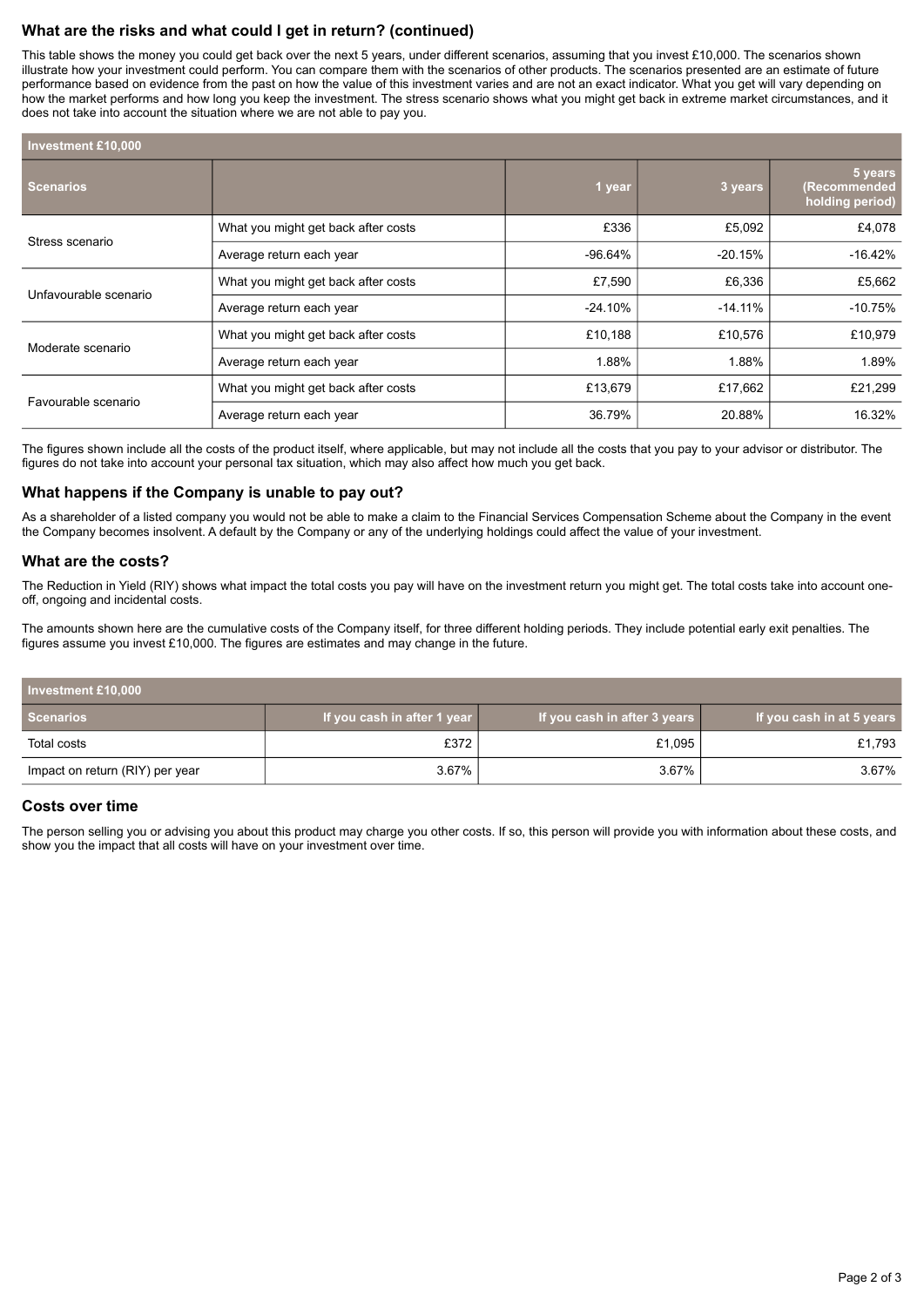## What are the risks and what could I get in return? (continued)

This table shows the money you could get back over the next 5 years, under different scenarios, assuming that you invest £10,000. The scenarios shown illustrate how your investment could perform. You can compare them with the scenarios of other products. The scenarios presented are an estimate of future performance based on evidence from the past on how the value of this investment varies and are not an exact indicator. What you get will vary depending on how the market performs and how long you keep the investment. The stress scenario shows what you might get back in extreme market circumstances, and it does not take into account the situation where we are not able to pay you.

| Investment £10,000 | | | | |
|---|---|---|---|---|
| **Scenarios** | | **1 year** | **3 years** | **5 years (Recommended holding period)** |
| Stress scenario | What you might get back after costs | £336 | £5,092 | £4,078 |
| | Average return each year | -96.64% | -20.15% | -16.42% |
| Unfavourable scenario | What you might get back after costs | £7,590 | £6,336 | £5,662 |
| | Average return each year | -24.10% | -14.11% | -10.75% |
| Moderate scenario | What you might get back after costs | £10,188 | £10,576 | £10,979 |
| | Average return each year | 1.88% | 1.88% | 1.89% |
| Favourable scenario | What you might get back after costs | £13,679 | £17,662 | £21,299 |
| | Average return each year | 36.79% | 20.88% | 16.32% |

The figures shown include all the costs of the product itself, where applicable, but may not include all the costs that you pay to your advisor or distributor. The figures do not take into account your personal tax situation, which may also affect how much you get back.

## What happens if the Company is unable to pay out?

As a shareholder of a listed company you would not be able to make a claim to the Financial Services Compensation Scheme about the Company in the event the Company becomes insolvent. A default by the Company or any of the underlying holdings could affect the value of your investment.

## What are the costs?

The Reduction in Yield (RIY) shows what impact the total costs you pay will have on the investment return you might get. The total costs take into account one-off, ongoing and incidental costs.

The amounts shown here are the cumulative costs of the Company itself, for three different holding periods. They include potential early exit penalties. The figures assume you invest £10,000. The figures are estimates and may change in the future.

| Investment £10,000 | | | |
|---|---|---|---|
| **Scenarios** | **If you cash in after 1 year** | **If you cash in after 3 years** | **If you cash in at 5 years** |
| Total costs | £372 | £1,095 | £1,793 |
| Impact on return (RIY) per year | 3.67% | 3.67% | 3.67% |

## Costs over time

The person selling you or advising you about this product may charge you other costs. If so, this person will provide you with information about these costs, and show you the impact that all costs will have on your investment over time.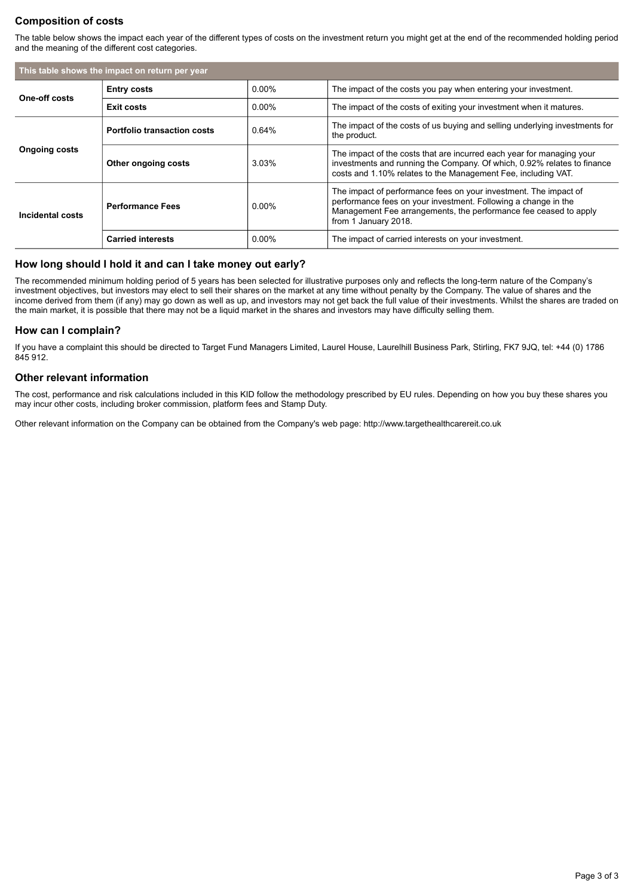## Composition of costs

The table below shows the impact each year of the different types of costs on the investment return you might get at the end of the recommended holding period and the meaning of the different cost categories.

| This table shows the impact on return per year | | | |
|---|---|---|---|
| **One-off costs** | **Entry costs** | 0.00% | The impact of the costs you pay when entering your investment. |
| | **Exit costs** | 0.00% | The impact of the costs of exiting your investment when it matures. |
| **Ongoing costs** | **Portfolio transaction costs** | 0.64% | The impact of the costs of us buying and selling underlying investments for the product. |
| | **Other ongoing costs** | 3.03% | The impact of the costs that are incurred each year for managing your investments and running the Company. Of which, 0.92% relates to finance costs and 1.10% relates to the Management Fee, including VAT. |
| **Incidental costs** | **Performance Fees** | 0.00% | The impact of performance fees on your investment. The impact of performance fees on your investment. Following a change in the Management Fee arrangements, the performance fee ceased to apply from 1 January 2018. |
| | **Carried interests** | 0.00% | The impact of carried interests on your investment. |

## How long should I hold it and can I take money out early?

The recommended minimum holding period of 5 years has been selected for illustrative purposes only and reflects the long-term nature of the Company's investment objectives, but investors may elect to sell their shares on the market at any time without penalty by the Company. The value of shares and the income derived from them (if any) may go down as well as up, and investors may not get back the full value of their investments. Whilst the shares are traded on the main market, it is possible that there may not be a liquid market in the shares and investors may have difficulty selling them.

## How can I complain?

If you have a complaint this should be directed to Target Fund Managers Limited, Laurel House, Laurelhill Business Park, Stirling, FK7 9JQ, tel: +44 (0) 1786 845 912.

## Other relevant information

The cost, performance and risk calculations included in this KID follow the methodology prescribed by EU rules. Depending on how you buy these shares you may incur other costs, including broker commission, platform fees and Stamp Duty.

Other relevant information on the Company can be obtained from the Company's web page: http://www.targethealthcarereit.co.uk